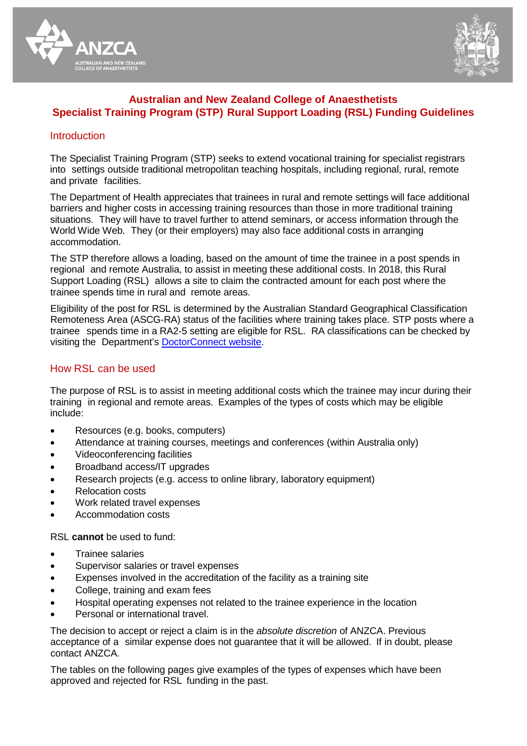**ANZCA**
AUSTRALIAN AND NEW ZEALAND COLLEGE OF ANAESTHETISTS

# Australian and New Zealand College of Anaesthetists
# Specialist Training Program (STP) Rural Support Loading (RSL) Funding Guidelines

## Introduction

The Specialist Training Program (STP) seeks to extend vocational training for specialist registrars into settings outside traditional metropolitan teaching hospitals, including regional, rural, remote and private facilities.

The Department of Health appreciates that trainees in rural and remote settings will face additional barriers and higher costs in accessing training resources than those in more traditional training situations. They will have to travel further to attend seminars, or access information through the World Wide Web. They (or their employers) may also face additional costs in arranging accommodation.

The STP therefore allows a loading, based on the amount of time the trainee in a post spends in regional and remote Australia, to assist in meeting these additional costs. In 2018, this Rural Support Loading (RSL) allows a site to claim the contracted amount for each post where the trainee spends time in rural and remote areas.

Eligibility of the post for RSL is determined by the Australian Standard Geographical Classification Remoteness Area (ASCG-RA) status of the facilities where training takes place. STP posts where a trainee spends time in a RA2-5 setting are eligible for RSL. RA classifications can be checked by visiting the Department's [DoctorConnect website](DoctorConnect website).

## How RSL can be used

The purpose of RSL is to assist in meeting additional costs which the trainee may incur during their training in regional and remote areas. Examples of the types of costs which may be eligible include:

- Resources (e.g. books, computers)
- Attendance at training courses, meetings and conferences (within Australia only)
- Videoconferencing facilities
- Broadband access/IT upgrades
- Research projects (e.g. access to online library, laboratory equipment)
- Relocation costs
- Work related travel expenses
- Accommodation costs

RSL **cannot** be used to fund:

- Trainee salaries
- Supervisor salaries or travel expenses
- Expenses involved in the accreditation of the facility as a training site
- College, training and exam fees
- Hospital operating expenses not related to the trainee experience in the location
- Personal or international travel.

The decision to accept or reject a claim is in the *absolute discretion* of ANZCA. Previous acceptance of a similar expense does not guarantee that it will be allowed. If in doubt, please contact ANZCA.

The tables on the following pages give examples of the types of expenses which have been approved and rejected for RSL funding in the past.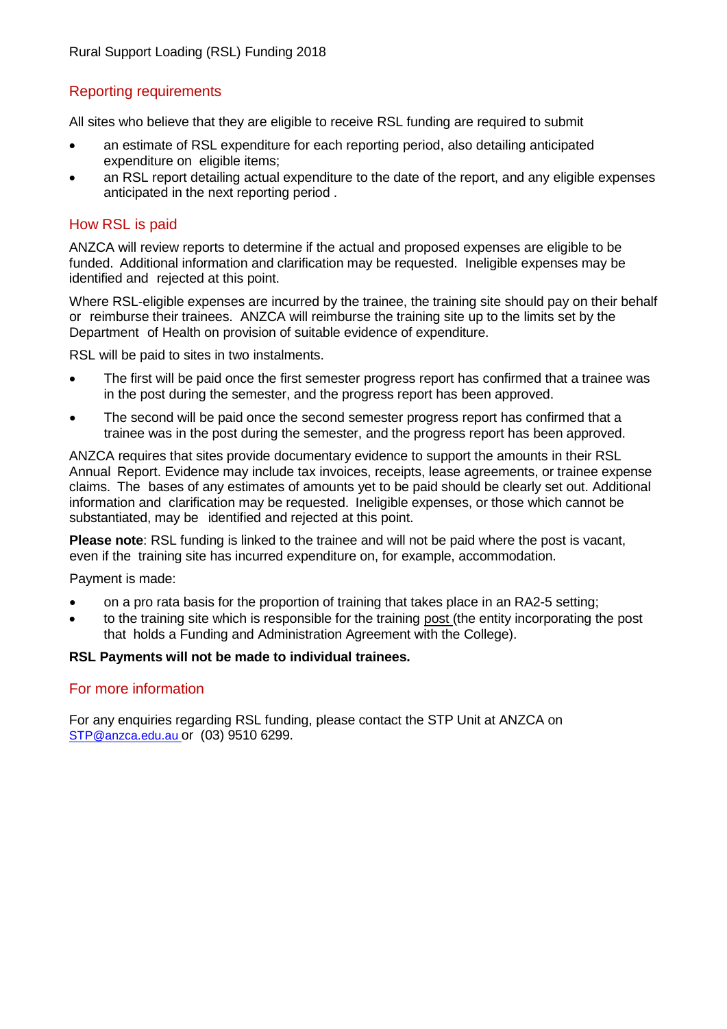## Reporting requirements

All sites who believe that they are eligible to receive RSL funding are required to submit

- an estimate of RSL expenditure for each reporting period, also detailing anticipated expenditure on eligible items;
- an RSL report detailing actual expenditure to the date of the report, and any eligible expenses anticipated in the next reporting period .

## How RSL is paid

ANZCA will review reports to determine if the actual and proposed expenses are eligible to be funded. Additional information and clarification may be requested. Ineligible expenses may be identified and rejected at this point.

Where RSL-eligible expenses are incurred by the trainee, the training site should pay on their behalf or reimburse their trainees. ANZCA will reimburse the training site up to the limits set by the Department of Health on provision of suitable evidence of expenditure.

RSL will be paid to sites in two instalments.

- The first will be paid once the first semester progress report has confirmed that a trainee was in the post during the semester, and the progress report has been approved.
- The second will be paid once the second semester progress report has confirmed that a trainee was in the post during the semester, and the progress report has been approved.

ANZCA requires that sites provide documentary evidence to support the amounts in their RSL Annual Report. Evidence may include tax invoices, receipts, lease agreements, or trainee expense claims. The bases of any estimates of amounts yet to be paid should be clearly set out. Additional information and clarification may be requested. Ineligible expenses, or those which cannot be substantiated, may be identified and rejected at this point.

**Please note**: RSL funding is linked to the trainee and will not be paid where the post is vacant, even if the training site has incurred expenditure on, for example, accommodation.

Payment is made:

- on a pro rata basis for the proportion of training that takes place in an RA2-5 setting;
- to the training site which is responsible for the training post (the entity incorporating the post that holds a Funding and Administration Agreement with the College).

**RSL Payments will not be made to individual trainees.**

## For more information

For any enquiries regarding RSL funding, please contact the STP Unit at ANZCA on STP@anzca.edu.au or (03) 9510 6299.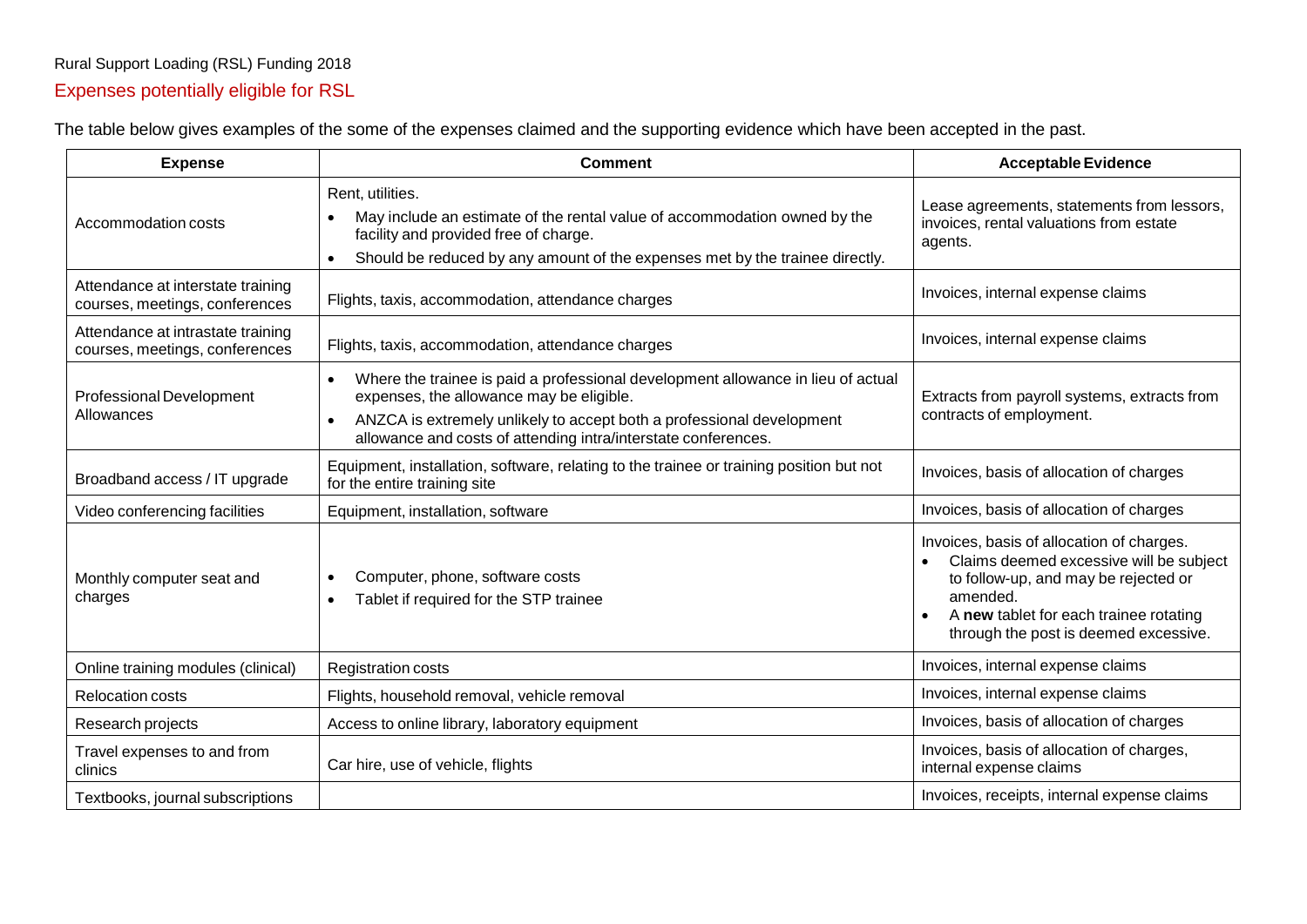Rural Support Loading (RSL) Funding 2018

## Expenses potentially eligible for RSL

The table below gives examples of the some of the expenses claimed and the supporting evidence which have been accepted in the past.

| Expense | Comment | Acceptable Evidence |
|---|---|---|
| Accommodation costs | Rent, utilities.<br>• May include an estimate of the rental value of accommodation owned by the facility and provided free of charge.<br>• Should be reduced by any amount of the expenses met by the trainee directly. | Lease agreements, statements from lessors, invoices, rental valuations from estate agents. |
| Attendance at interstate training courses, meetings, conferences | Flights, taxis, accommodation, attendance charges | Invoices, internal expense claims |
| Attendance at intrastate training courses, meetings, conferences | Flights, taxis, accommodation, attendance charges | Invoices, internal expense claims |
| Professional Development Allowances | • Where the trainee is paid a professional development allowance in lieu of actual expenses, the allowance may be eligible.<br>• ANZCA is extremely unlikely to accept both a professional development allowance and costs of attending intra/interstate conferences. | Extracts from payroll systems, extracts from contracts of employment. |
| Broadband access / IT upgrade | Equipment, installation, software, relating to the trainee or training position but not for the entire training site | Invoices, basis of allocation of charges |
| Video conferencing facilities | Equipment, installation, software | Invoices, basis of allocation of charges |
| Monthly computer seat and charges | • Computer, phone, software costs<br>• Tablet if required for the STP trainee | Invoices, basis of allocation of charges.<br>• Claims deemed excessive will be subject to follow-up, and may be rejected or amended.<br>• A **new** tablet for each trainee rotating through the post is deemed excessive. |
| Online training modules (clinical) | Registration costs | Invoices, internal expense claims |
| Relocation costs | Flights, household removal, vehicle removal | Invoices, internal expense claims |
| Research projects | Access to online library, laboratory equipment | Invoices, basis of allocation of charges |
| Travel expenses to and from clinics | Car hire, use of vehicle, flights | Invoices, basis of allocation of charges, internal expense claims |
| Textbooks, journal subscriptions | | Invoices, receipts, internal expense claims |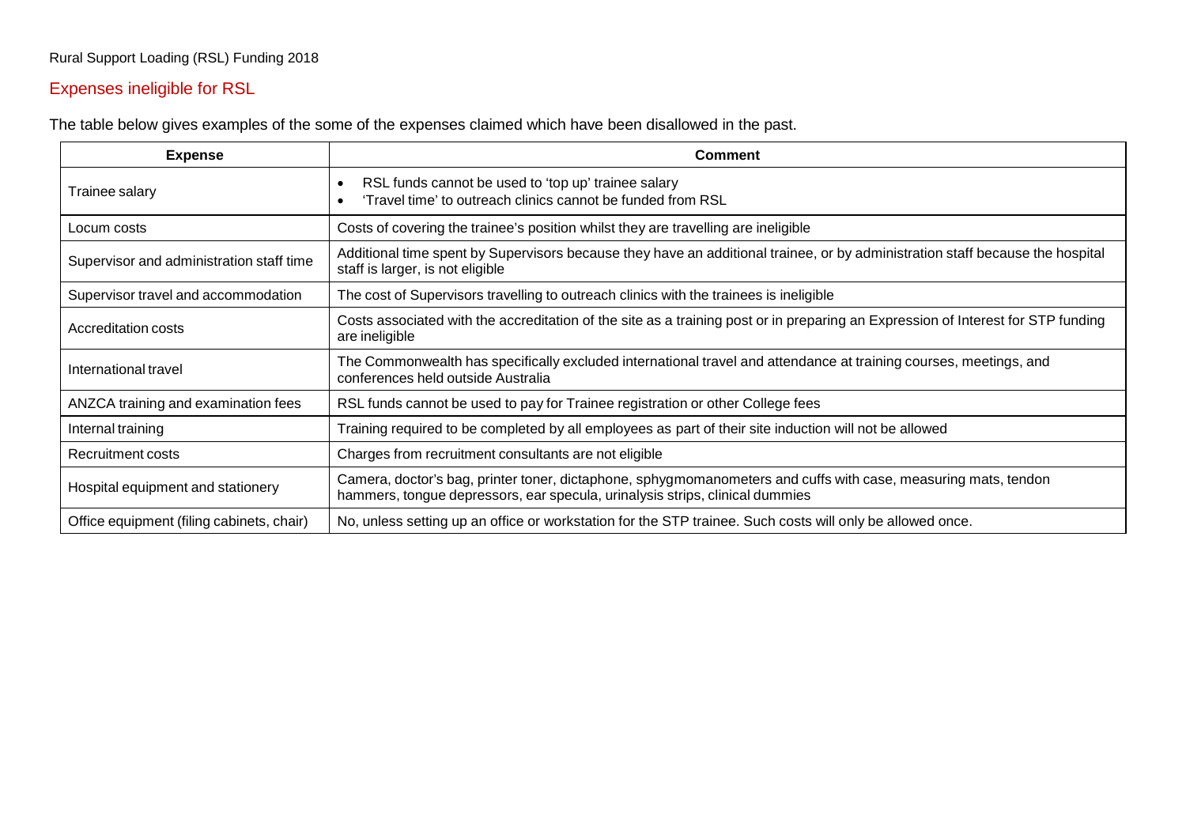Rural Support Loading (RSL) Funding 2018

## Expenses ineligible for RSL

The table below gives examples of the some of the expenses claimed which have been disallowed in the past.

| Expense | Comment |
|---|---|
| Trainee salary | • RSL funds cannot be used to 'top up' trainee salary<br>• 'Travel time' to outreach clinics cannot be funded from RSL |
| Locum costs | Costs of covering the trainee's position whilst they are travelling are ineligible |
| Supervisor and administration staff time | Additional time spent by Supervisors because they have an additional trainee, or by administration staff because the hospital staff is larger, is not eligible |
| Supervisor travel and accommodation | The cost of Supervisors travelling to outreach clinics with the trainees is ineligible |
| Accreditation costs | Costs associated with the accreditation of the site as a training post or in preparing an Expression of Interest for STP funding are ineligible |
| International travel | The Commonwealth has specifically excluded international travel and attendance at training courses, meetings, and conferences held outside Australia |
| ANZCA training and examination fees | RSL funds cannot be used to pay for Trainee registration or other College fees |
| Internal training | Training required to be completed by all employees as part of their site induction will not be allowed |
| Recruitment costs | Charges from recruitment consultants are not eligible |
| Hospital equipment and stationery | Camera, doctor's bag, printer toner, dictaphone, sphygmomanometers and cuffs with case, measuring mats, tendon hammers, tongue depressors, ear specula, urinalysis strips, clinical dummies |
| Office equipment (filing cabinets, chair) | No, unless setting up an office or workstation for the STP trainee. Such costs will only be allowed once. |